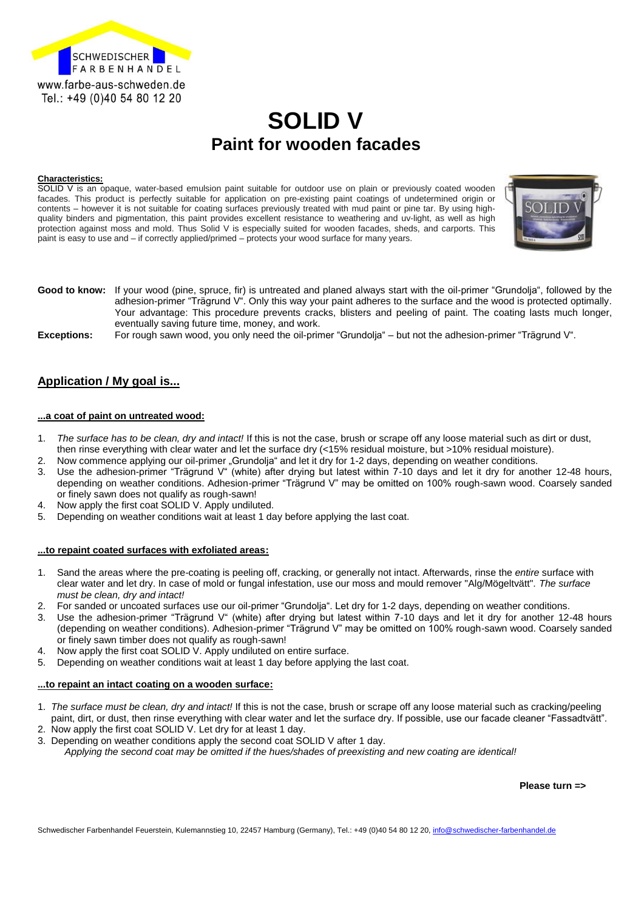SCHWEDISCHER FARBENHANDEL
www.farbe-aus-schweden.de
Tel.: +49 (0)40 54 80 12 20

# SOLID V

## Paint for wooden facades

**Characteristics:**

SOLID V is an opaque, water-based emulsion paint suitable for outdoor use on plain or previously coated wooden facades. This product is perfectly suitable for application on pre-existing paint coatings of undetermined origin or contents – however it is not suitable for coating surfaces previously treated with mud paint or pine tar. By using high-quality binders and pigmentation, this paint provides excellent resistance to weathering and uv-light, as well as high protection against moss and mold. Thus Solid V is especially suited for wooden facades, sheds, and carports. This paint is easy to use and – if correctly applied/primed – protects your wood surface for many years.

**Good to know:** If your wood (pine, spruce, fir) is untreated and planed always start with the oil-primer "Grundolja", followed by the adhesion-primer "Trägrund V". Only this way your paint adheres to the surface and the wood is protected optimally. Your advantage: This procedure prevents cracks, blisters and peeling of paint. The coating lasts much longer, eventually saving future time, money, and work.

**Exceptions:** For rough sawn wood, you only need the oil-primer "Grundolja" – but not the adhesion-primer "Trägrund V".

## Application / My goal is...

### ...a coat of paint on untreated wood:

1. *The surface has to be clean, dry and intact!* If this is not the case, brush or scrape off any loose material such as dirt or dust, then rinse everything with clear water and let the surface dry (<15% residual moisture, but >10% residual moisture).
2. Now commence applying our oil-primer „Grundolja" and let it dry for 1-2 days, depending on weather conditions.
3. Use the adhesion-primer "Trägrund V" (white) after drying but latest within 7-10 days and let it dry for another 12-48 hours, depending on weather conditions. Adhesion-primer "Trägrund V" may be omitted on 100% rough-sawn wood. Coarsely sanded or finely sawn does not qualify as rough-sawn!
4. Now apply the first coat SOLID V. Apply undiluted.
5. Depending on weather conditions wait at least 1 day before applying the last coat.

### ...to repaint coated surfaces with exfoliated areas:

1. Sand the areas where the pre-coating is peeling off, cracking, or generally not intact. Afterwards, rinse the *entire* surface with clear water and let dry. In case of mold or fungal infestation, use our moss and mould remover "Alg/Mögeltvätt". *The surface must be clean, dry and intact!*
2. For sanded or uncoated surfaces use our oil-primer "Grundolja". Let dry for 1-2 days, depending on weather conditions.
3. Use the adhesion-primer "Trägrund V" (white) after drying but latest within 7-10 days and let it dry for another 12-48 hours (depending on weather conditions). Adhesion-primer "Trägrund V" may be omitted on 100% rough-sawn wood. Coarsely sanded or finely sawn timber does not qualify as rough-sawn!
4. Now apply the first coat SOLID V. Apply undiluted on entire surface.
5. Depending on weather conditions wait at least 1 day before applying the last coat.

### ...to repaint an intact coating on a wooden surface:

1. *The surface must be clean, dry and intact!* If this is not the case, brush or scrape off any loose material such as cracking/peeling paint, dirt, or dust, then rinse everything with clear water and let the surface dry. If possible, use our facade cleaner "Fassadtvätt".
2. Now apply the first coat SOLID V. Let dry for at least 1 day.
3. Depending on weather conditions apply the second coat SOLID V after 1 day.
   *Applying the second coat may be omitted if the hues/shades of preexisting and new coating are identical!*

**Please turn =>**

Schwedischer Farbenhandel Feuerstein, Kulemannstieg 10, 22457 Hamburg (Germany), Tel.: +49 (0)40 54 80 12 20, info@schwedischer-farbenhandel.de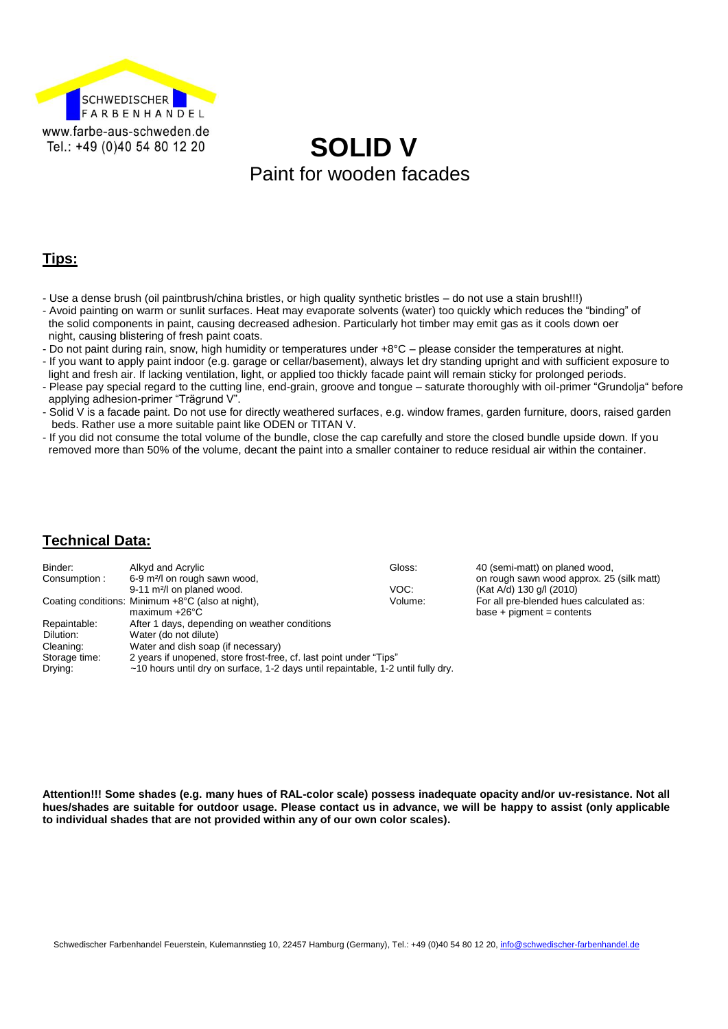SCHWEDISCHER FARBENHANDEL
www.farbe-aus-schweden.de
Tel.: +49 (0)40 54 80 12 20

# SOLID V

## Paint for wooden facades

## Tips:

- Use a dense brush (oil paintbrush/china bristles, or high quality synthetic bristles – do not use a stain brush!!!)
- Avoid painting on warm or sunlit surfaces. Heat may evaporate solvents (water) too quickly which reduces the "binding" of the solid components in paint, causing decreased adhesion. Particularly hot timber may emit gas as it cools down oer night, causing blistering of fresh paint coats.
- Do not paint during rain, snow, high humidity or temperatures under +8°C – please consider the temperatures at night.
- If you want to apply paint indoor (e.g. garage or cellar/basement), always let dry standing upright and with sufficient exposure to light and fresh air. If lacking ventilation, light, or applied too thickly facade paint will remain sticky for prolonged periods.
- Please pay special regard to the cutting line, end-grain, groove and tongue – saturate thoroughly with oil-primer "Grundolja" before applying adhesion-primer "Trägrund V".
- Solid V is a facade paint. Do not use for directly weathered surfaces, e.g. window frames, garden furniture, doors, raised garden beds. Rather use a more suitable paint like ODEN or TITAN V.
- If you did not consume the total volume of the bundle, close the cap carefully and store the closed bundle upside down. If you removed more than 50% of the volume, decant the paint into a smaller container to reduce residual air within the container.

## Technical Data:

| | |
|---|---|
| Binder: | Alkyd and Acrylic |
| Consumption : | 6-9 m²/l on rough sawn wood, 9-11 m²/l on planed wood. |
| Coating conditions: | Minimum +8°C (also at night), maximum +26°C |
| Repaintable: | After 1 days, depending on weather conditions |
| Dilution: | Water (do not dilute) |
| Cleaning: | Water and dish soap (if necessary) |
| Storage time: | 2 years if unopened, store frost-free, cf. last point under "Tips" |
| Drying: | ~10 hours until dry on surface, 1-2 days until repaintable, 1-2 until fully dry. |
| Gloss: | 40 (semi-matt) on planed wood, on rough sawn wood approx. 25 (silk matt) |
| VOC: | (Kat A/d) 130 g/l (2010) |
| Volume: | For all pre-blended hues calculated as: base + pigment = contents |

**Attention!!! Some shades (e.g. many hues of RAL-color scale) possess inadequate opacity and/or uv-resistance. Not all hues/shades are suitable for outdoor usage. Please contact us in advance, we will be happy to assist (only applicable to individual shades that are not provided within any of our own color scales).**

Schwedischer Farbenhandel Feuerstein, Kulemannstieg 10, 22457 Hamburg (Germany), Tel.: +49 (0)40 54 80 12 20, info@schwedischer-farbenhandel.de